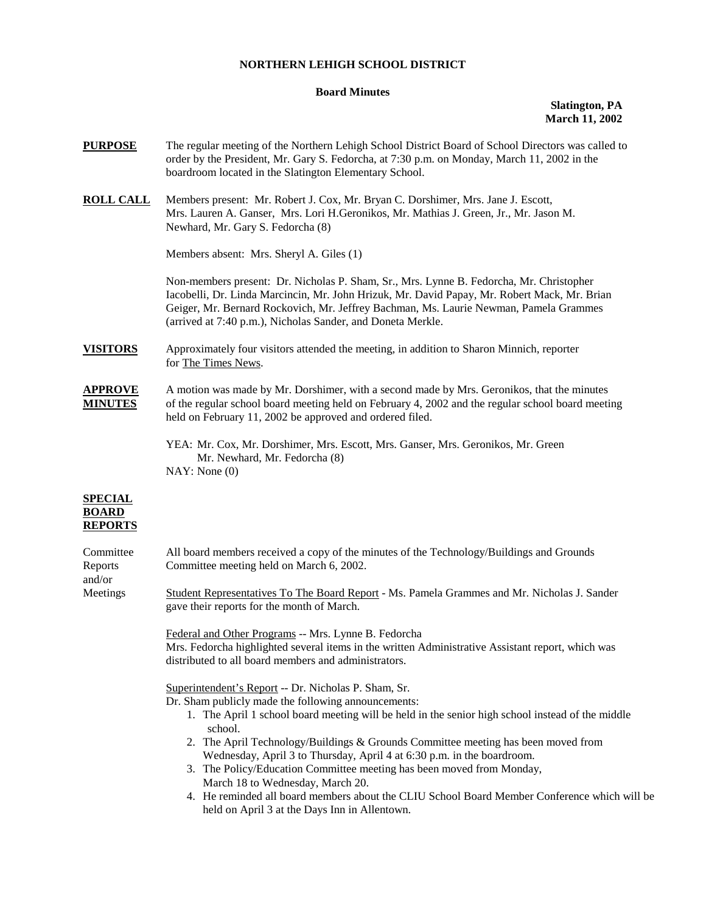# NORTHERN LEHIGH SCHOOL DISTRICT

## Board Minutes

**Slatington, PA**
**March 11, 2002**

**PURPOSE** The regular meeting of the Northern Lehigh School District Board of School Directors was called to order by the President, Mr. Gary S. Fedorcha, at 7:30 p.m. on Monday, March 11, 2002 in the boardroom located in the Slatington Elementary School.

**ROLL CALL** Members present: Mr. Robert J. Cox, Mr. Bryan C. Dorshimer, Mrs. Jane J. Escott, Mrs. Lauren A. Ganser, Mrs. Lori H.Geronikos, Mr. Mathias J. Green, Jr., Mr. Jason M. Newhard, Mr. Gary S. Fedorcha (8)

Members absent: Mrs. Sheryl A. Giles (1)

Non-members present: Dr. Nicholas P. Sham, Sr., Mrs. Lynne B. Fedorcha, Mr. Christopher Iacobelli, Dr. Linda Marcincin, Mr. John Hrizuk, Mr. David Papay, Mr. Robert Mack, Mr. Brian Geiger, Mr. Bernard Rockovich, Mr. Jeffrey Bachman, Ms. Laurie Newman, Pamela Grammes (arrived at 7:40 p.m.), Nicholas Sander, and Doneta Merkle.

**VISITORS** Approximately four visitors attended the meeting, in addition to Sharon Minnich, reporter for The Times News.

**APPROVE MINUTES** A motion was made by Mr. Dorshimer, with a second made by Mrs. Geronikos, that the minutes of the regular school board meeting held on February 4, 2002 and the regular school board meeting held on February 11, 2002 be approved and ordered filed.

YEA: Mr. Cox, Mr. Dorshimer, Mrs. Escott, Mrs. Ganser, Mrs. Geronikos, Mr. Green Mr. Newhard, Mr. Fedorcha (8)
NAY: None (0)

**SPECIAL BOARD REPORTS**

Committee Reports and/or Meetings

All board members received a copy of the minutes of the Technology/Buildings and Grounds Committee meeting held on March 6, 2002.

Student Representatives To The Board Report - Ms. Pamela Grammes and Mr. Nicholas J. Sander gave their reports for the month of March.

Federal and Other Programs -- Mrs. Lynne B. Fedorcha
Mrs. Fedorcha highlighted several items in the written Administrative Assistant report, which was distributed to all board members and administrators.

Superintendent's Report -- Dr. Nicholas P. Sham, Sr.
Dr. Sham publicly made the following announcements:

1. The April 1 school board meeting will be held in the senior high school instead of the middle school.
2. The April Technology/Buildings & Grounds Committee meeting has been moved from Wednesday, April 3 to Thursday, April 4 at 6:30 p.m. in the boardroom.
3. The Policy/Education Committee meeting has been moved from Monday, March 18 to Wednesday, March 20.
4. He reminded all board members about the CLIU School Board Member Conference which will be held on April 3 at the Days Inn in Allentown.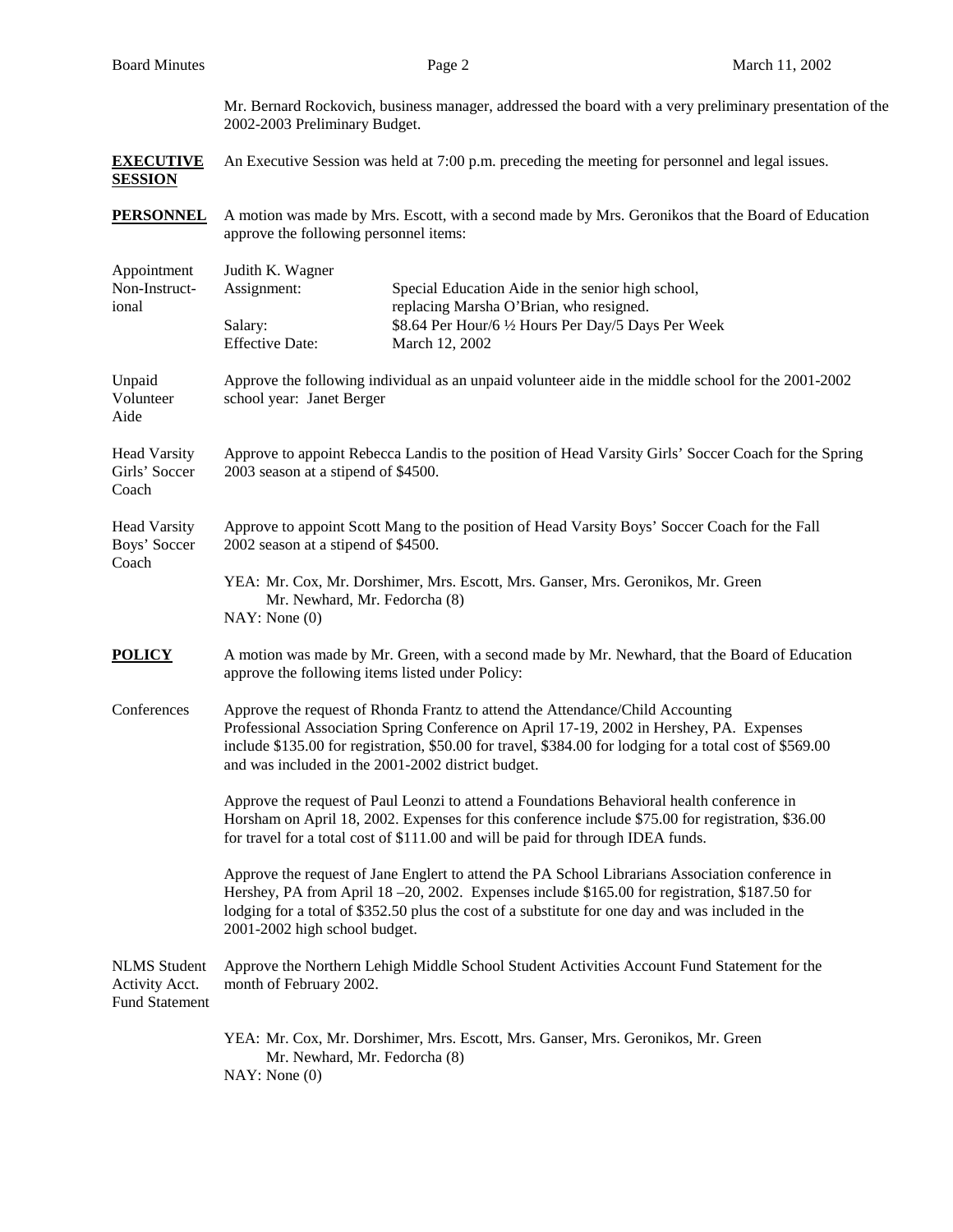Mr. Bernard Rockovich, business manager, addressed the board with a very preliminary presentation of the 2002-2003 Preliminary Budget.

**EXECUTIVE SESSION**

An Executive Session was held at 7:00 p.m. preceding the meeting for personnel and legal issues.

**PERSONNEL**

A motion was made by Mrs. Escott, with a second made by Mrs. Geronikos that the Board of Education approve the following personnel items:

Appointment Non-Instructional

| | | |
|---|---|---|
| Judith K. Wagner | | |
| Assignment: | Special Education Aide in the senior high school, replacing Marsha O'Brian, who resigned. | |
| Salary: | $8.64 Per Hour/6 ½ Hours Per Day/5 Days Per Week | |
| Effective Date: | March 12, 2002 | |

Unpaid Volunteer Aide

Approve the following individual as an unpaid volunteer aide in the middle school for the 2001-2002 school year: Janet Berger

Head Varsity Girls' Soccer Coach

Approve to appoint Rebecca Landis to the position of Head Varsity Girls' Soccer Coach for the Spring 2003 season at a stipend of $4500.

Head Varsity Boys' Soccer Coach

Approve to appoint Scott Mang to the position of Head Varsity Boys' Soccer Coach for the Fall 2002 season at a stipend of $4500.

YEA: Mr. Cox, Mr. Dorshimer, Mrs. Escott, Mrs. Ganser, Mrs. Geronikos, Mr. Green Mr. Newhard, Mr. Fedorcha (8)
NAY: None (0)

**POLICY**

A motion was made by Mr. Green, with a second made by Mr. Newhard, that the Board of Education approve the following items listed under Policy:

Conferences

Approve the request of Rhonda Frantz to attend the Attendance/Child Accounting Professional Association Spring Conference on April 17-19, 2002 in Hershey, PA. Expenses include $135.00 for registration, $50.00 for travel, $384.00 for lodging for a total cost of $569.00 and was included in the 2001-2002 district budget.

Approve the request of Paul Leonzi to attend a Foundations Behavioral health conference in Horsham on April 18, 2002. Expenses for this conference include $75.00 for registration, $36.00 for travel for a total cost of $111.00 and will be paid for through IDEA funds.

Approve the request of Jane Englert to attend the PA School Librarians Association conference in Hershey, PA from April 18 –20, 2002. Expenses include $165.00 for registration, $187.50 for lodging for a total of $352.50 plus the cost of a substitute for one day and was included in the 2001-2002 high school budget.

NLMS Student Activity Acct. Fund Statement

Approve the Northern Lehigh Middle School Student Activities Account Fund Statement for the month of February 2002.

YEA: Mr. Cox, Mr. Dorshimer, Mrs. Escott, Mrs. Ganser, Mrs. Geronikos, Mr. Green Mr. Newhard, Mr. Fedorcha (8)
NAY: None (0)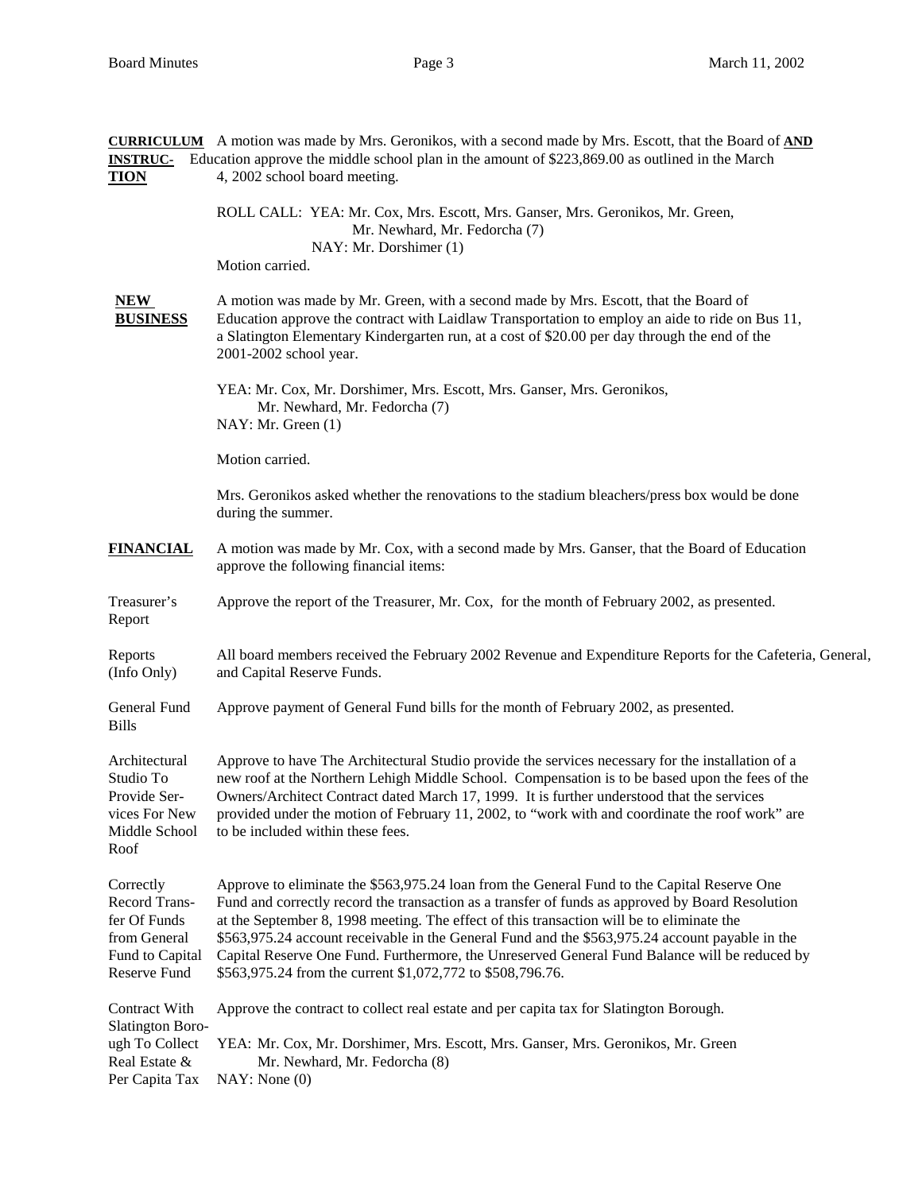**CURRICULUM AND INSTRUCTION**

A motion was made by Mrs. Geronikos, with a second made by Mrs. Escott, that the Board of Education approve the middle school plan in the amount of $223,869.00 as outlined in the March 4, 2002 school board meeting.

ROLL CALL: YEA: Mr. Cox, Mrs. Escott, Mrs. Ganser, Mrs. Geronikos, Mr. Green, Mr. Newhard, Mr. Fedorcha (7)
NAY: Mr. Dorshimer (1)

Motion carried.

**NEW BUSINESS**

A motion was made by Mr. Green, with a second made by Mrs. Escott, that the Board of Education approve the contract with Laidlaw Transportation to employ an aide to ride on Bus 11, a Slatington Elementary Kindergarten run, at a cost of $20.00 per day through the end of the 2001-2002 school year.

YEA: Mr. Cox, Mr. Dorshimer, Mrs. Escott, Mrs. Ganser, Mrs. Geronikos, Mr. Newhard, Mr. Fedorcha (7)
NAY: Mr. Green (1)

Motion carried.

Mrs. Geronikos asked whether the renovations to the stadium bleachers/press box would be done during the summer.

**FINANCIAL**

A motion was made by Mr. Cox, with a second made by Mrs. Ganser, that the Board of Education approve the following financial items:

Treasurer's Report — Approve the report of the Treasurer, Mr. Cox, for the month of February 2002, as presented.

Reports (Info Only) — All board members received the February 2002 Revenue and Expenditure Reports for the Cafeteria, General, and Capital Reserve Funds.

General Fund Bills — Approve payment of General Fund bills for the month of February 2002, as presented.

Architectural Studio To Provide Services For New Middle School Roof — Approve to have The Architectural Studio provide the services necessary for the installation of a new roof at the Northern Lehigh Middle School. Compensation is to be based upon the fees of the Owners/Architect Contract dated March 17, 1999. It is further understood that the services provided under the motion of February 11, 2002, to "work with and coordinate the roof work" are to be included within these fees.

Correctly Record Transfer Of Funds from General Fund to Capital Reserve Fund — Approve to eliminate the $563,975.24 loan from the General Fund to the Capital Reserve One Fund and correctly record the transaction as a transfer of funds as approved by Board Resolution at the September 8, 1998 meeting. The effect of this transaction will be to eliminate the $563,975.24 account receivable in the General Fund and the $563,975.24 account payable in the Capital Reserve One Fund. Furthermore, the Unreserved General Fund Balance will be reduced by $563,975.24 from the current $1,072,772 to $508,796.76.

Contract With Slatington Borough To Collect Real Estate & Per Capita Tax — Approve the contract to collect real estate and per capita tax for Slatington Borough.

YEA: Mr. Cox, Mr. Dorshimer, Mrs. Escott, Mrs. Ganser, Mrs. Geronikos, Mr. Green Mr. Newhard, Mr. Fedorcha (8)
NAY: None (0)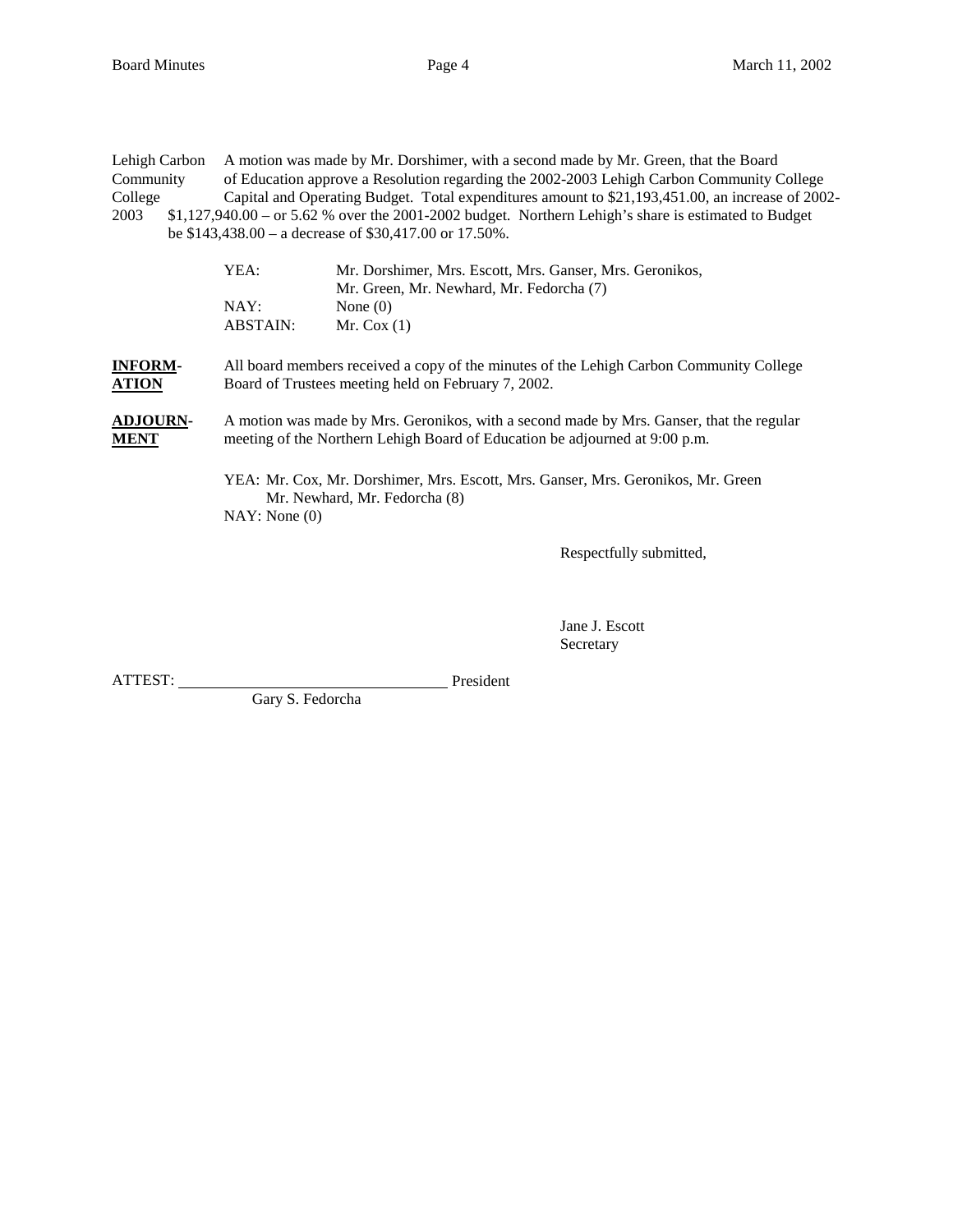Lehigh Carbon Community College 2003 Budget

A motion was made by Mr. Dorshimer, with a second made by Mr. Green, that the Board of Education approve a Resolution regarding the 2002-2003 Lehigh Carbon Community College Capital and Operating Budget. Total expenditures amount to $21,193,451.00, an increase of $1,127,940.00 – or 5.62 % over the 2001-2002 budget. Northern Lehigh's share is estimated to be $143,438.00 – a decrease of $30,417.00 or 17.50%.

YEA: Mr. Dorshimer, Mrs. Escott, Mrs. Ganser, Mrs. Geronikos, Mr. Green, Mr. Newhard, Mr. Fedorcha (7)
NAY: None (0)
ABSTAIN: Mr. Cox (1)

**INFORMATION**

All board members received a copy of the minutes of the Lehigh Carbon Community College Board of Trustees meeting held on February 7, 2002.

**ADJOURNMENT**

A motion was made by Mrs. Geronikos, with a second made by Mrs. Ganser, that the regular meeting of the Northern Lehigh Board of Education be adjourned at 9:00 p.m.

YEA: Mr. Cox, Mr. Dorshimer, Mrs. Escott, Mrs. Ganser, Mrs. Geronikos, Mr. Green Mr. Newhard, Mr. Fedorcha (8)
NAY: None (0)

Respectfully submitted,

Jane J. Escott
Secretary

ATTEST: ______________________________ President
Gary S. Fedorcha